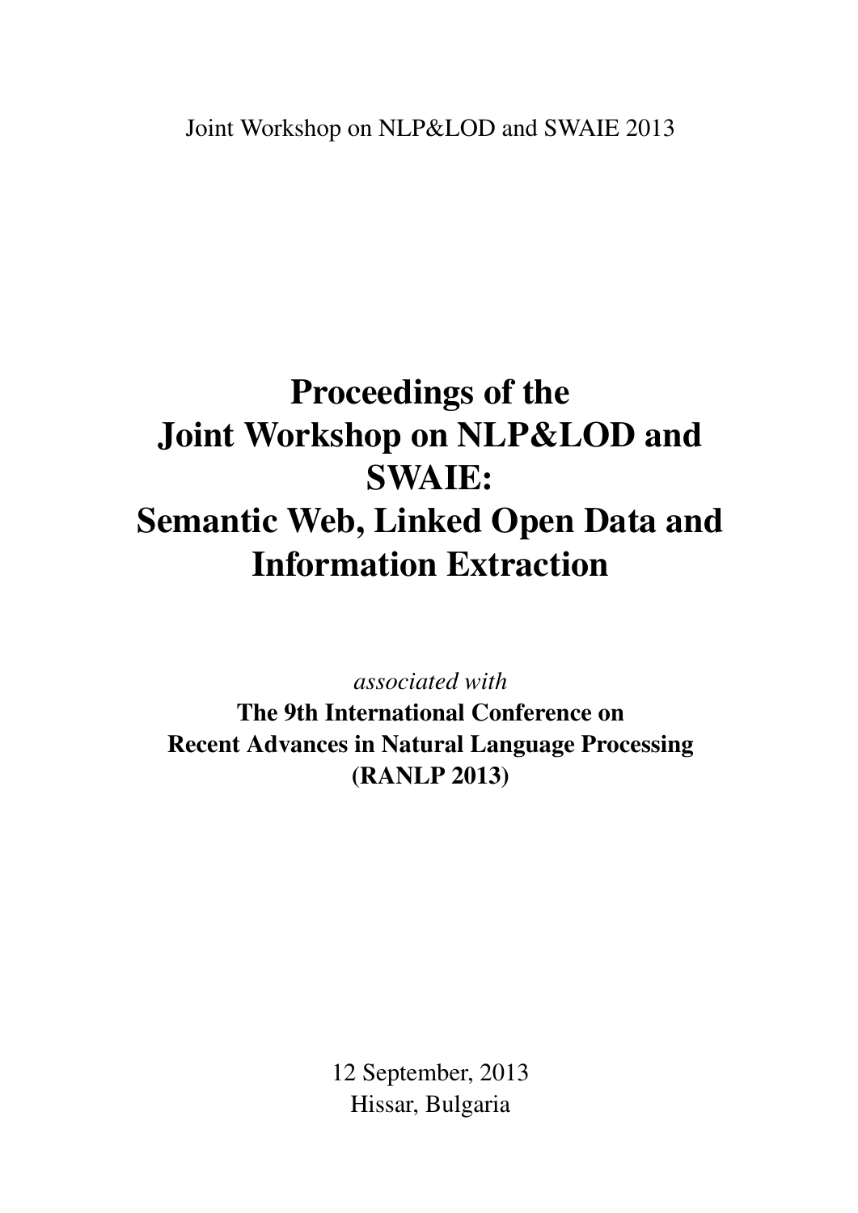Joint Workshop on NLP&LOD and SWAIE 2013

# Proceedings of the Joint Workshop on NLP&LOD and SWAIE: Semantic Web, Linked Open Data and Information Extraction

*associated with*

**The 9th International Conference on Recent Advances in Natural Language Processing (RANLP 2013)**

12 September, 2013
Hissar, Bulgaria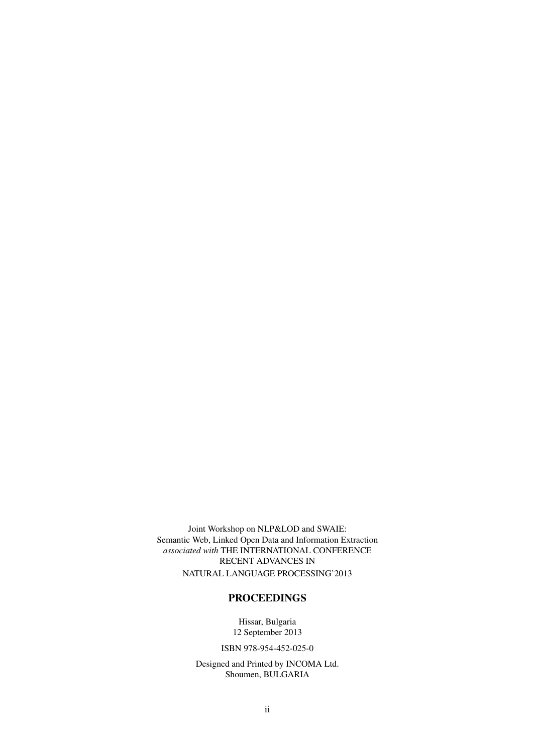Joint Workshop on NLP&LOD and SWAIE:
Semantic Web, Linked Open Data and Information Extraction
*associated with* THE INTERNATIONAL CONFERENCE
RECENT ADVANCES IN
NATURAL LANGUAGE PROCESSING'2013

## PROCEEDINGS

Hissar, Bulgaria
12 September 2013

ISBN 978-954-452-025-0

Designed and Printed by INCOMA Ltd.
Shoumen, BULGARIA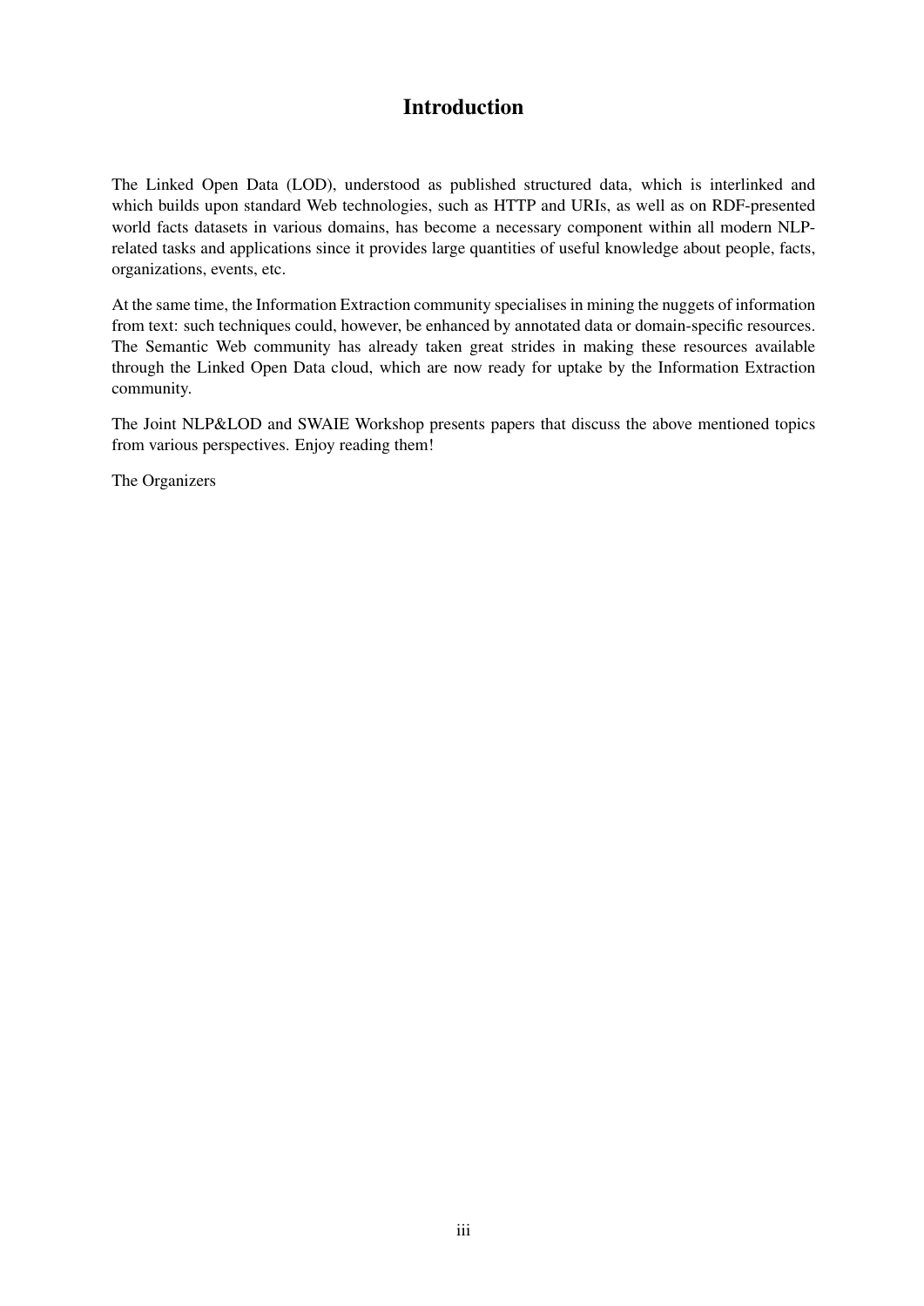# Introduction

The Linked Open Data (LOD), understood as published structured data, which is interlinked and which builds upon standard Web technologies, such as HTTP and URIs, as well as on RDF-presented world facts datasets in various domains, has become a necessary component within all modern NLP-related tasks and applications since it provides large quantities of useful knowledge about people, facts, organizations, events, etc.

At the same time, the Information Extraction community specialises in mining the nuggets of information from text: such techniques could, however, be enhanced by annotated data or domain-specific resources. The Semantic Web community has already taken great strides in making these resources available through the Linked Open Data cloud, which are now ready for uptake by the Information Extraction community.

The Joint NLP&LOD and SWAIE Workshop presents papers that discuss the above mentioned topics from various perspectives. Enjoy reading them!

The Organizers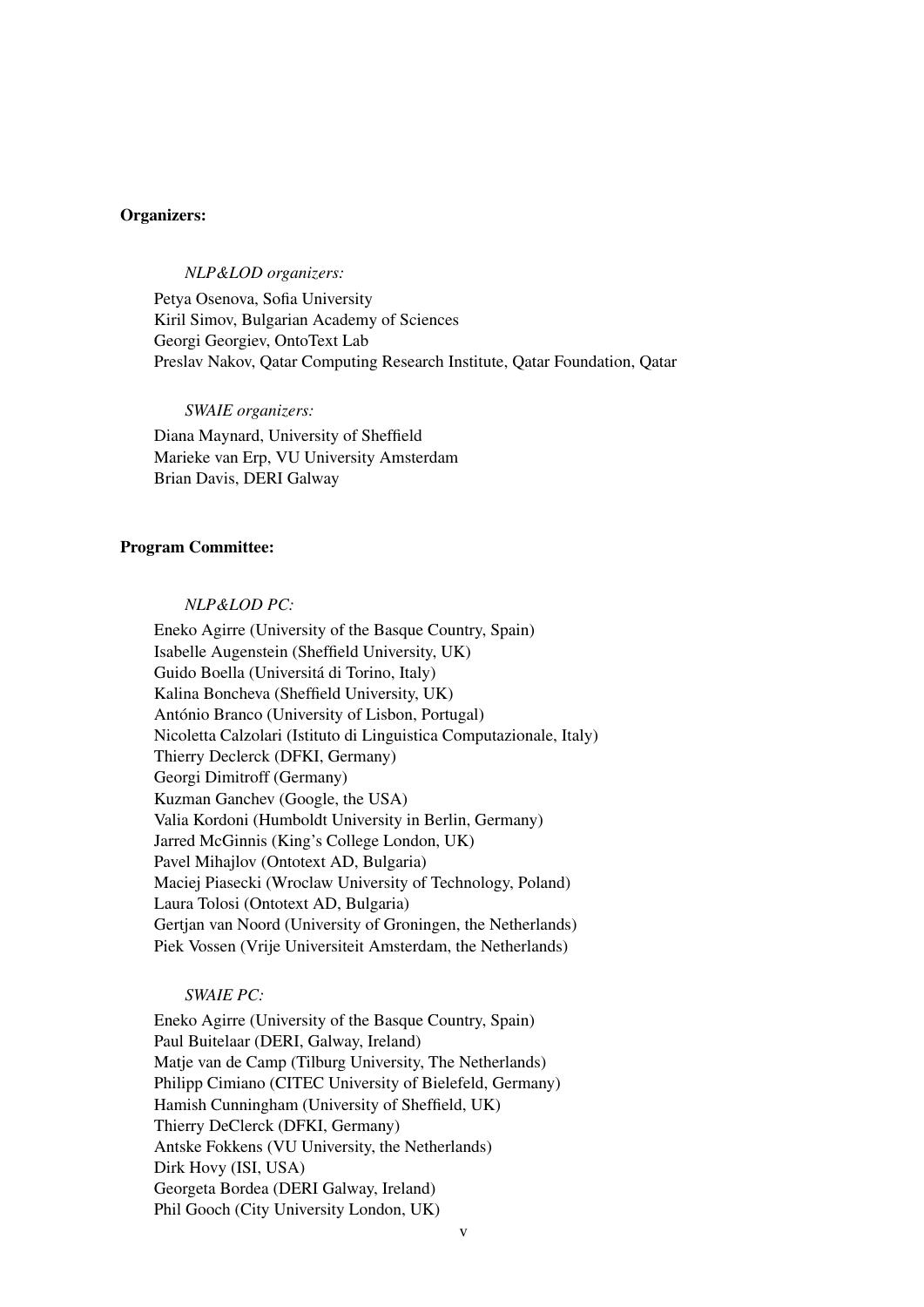**Organizers:**

*NLP&LOD organizers:*

Petya Osenova, Sofia University
Kiril Simov, Bulgarian Academy of Sciences
Georgi Georgiev, OntoText Lab
Preslav Nakov, Qatar Computing Research Institute, Qatar Foundation, Qatar

*SWAIE organizers:*

Diana Maynard, University of Sheffield
Marieke van Erp, VU University Amsterdam
Brian Davis, DERI Galway

**Program Committee:**

*NLP&LOD PC:*

Eneko Agirre (University of the Basque Country, Spain)
Isabelle Augenstein (Sheffield University, UK)
Guido Boella (Universitá di Torino, Italy)
Kalina Boncheva (Sheffield University, UK)
António Branco (University of Lisbon, Portugal)
Nicoletta Calzolari (Istituto di Linguistica Computazionale, Italy)
Thierry Declerck (DFKI, Germany)
Georgi Dimitroff (Germany)
Kuzman Ganchev (Google, the USA)
Valia Kordoni (Humboldt University in Berlin, Germany)
Jarred McGinnis (King's College London, UK)
Pavel Mihajlov (Ontotext AD, Bulgaria)
Maciej Piasecki (Wroclaw University of Technology, Poland)
Laura Tolosi (Ontotext AD, Bulgaria)
Gertjan van Noord (University of Groningen, the Netherlands)
Piek Vossen (Vrije Universiteit Amsterdam, the Netherlands)

*SWAIE PC:*

Eneko Agirre (University of the Basque Country, Spain)
Paul Buitelaar (DERI, Galway, Ireland)
Matje van de Camp (Tilburg University, The Netherlands)
Philipp Cimiano (CITEC University of Bielefeld, Germany)
Hamish Cunningham (University of Sheffield, UK)
Thierry DeClerck (DFKI, Germany)
Antske Fokkens (VU University, the Netherlands)
Dirk Hovy (ISI, USA)
Georgeta Bordea (DERI Galway, Ireland)
Phil Gooch (City University London, UK)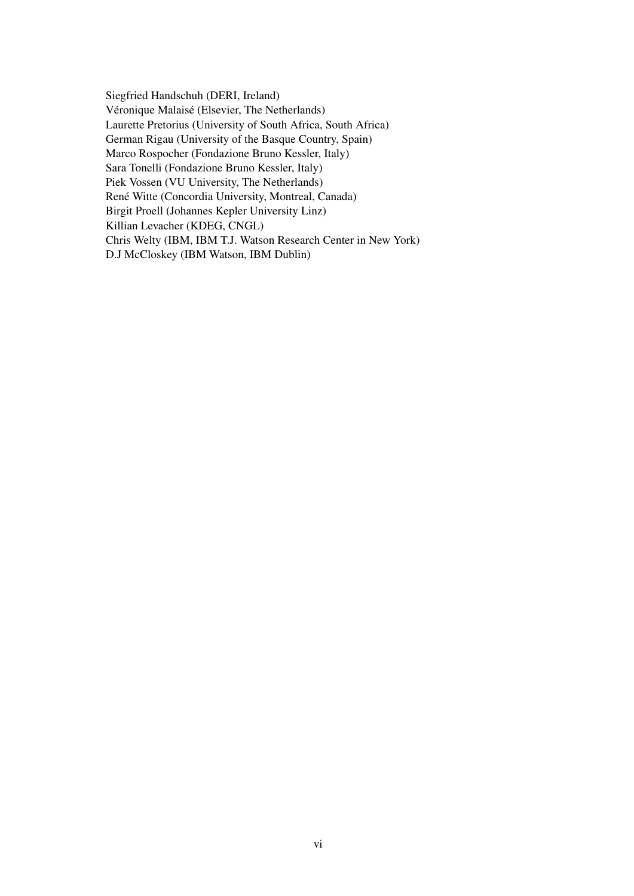Siegfried Handschuh (DERI, Ireland)  
Véronique Malaisé (Elsevier, The Netherlands)  
Laurette Pretorius (University of South Africa, South Africa)  
German Rigau (University of the Basque Country, Spain)  
Marco Rospocher (Fondazione Bruno Kessler, Italy)  
Sara Tonelli (Fondazione Bruno Kessler, Italy)  
Piek Vossen (VU University, The Netherlands)  
René Witte (Concordia University, Montreal, Canada)  
Birgit Proell (Johannes Kepler University Linz)  
Killian Levacher (KDEG, CNGL)  
Chris Welty (IBM, IBM T.J. Watson Research Center in New York)  
D.J McCloskey (IBM Watson, IBM Dublin)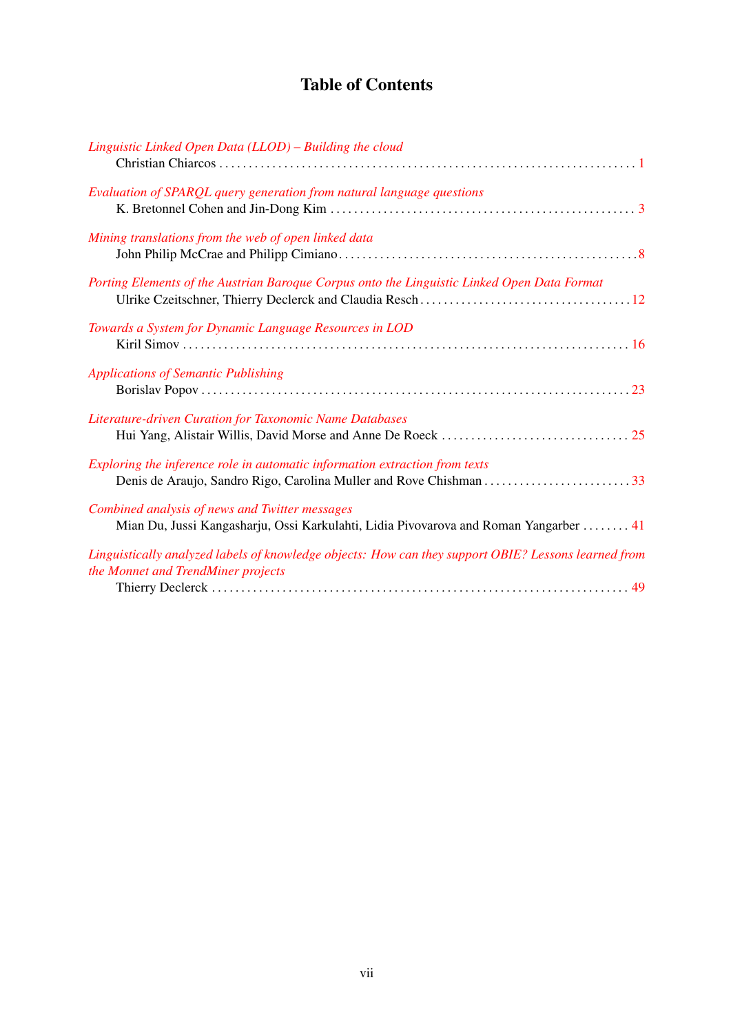# Table of Contents

*Linguistic Linked Open Data (LLOD) – Building the cloud*
Christian Chiarcos . . . . . . . . . . . . . . . . . . . . . . . . . . . . . . . . . . . . . . . . . . . . . . . . . . . . . . . . . . . . . . . . . . . . . 1

*Evaluation of SPARQL query generation from natural language questions*
K. Bretonnel Cohen and Jin-Dong Kim . . . . . . . . . . . . . . . . . . . . . . . . . . . . . . . . . . . . . . . . . . . . . . . . . . . . 3

*Mining translations from the web of open linked data*
John Philip McCrae and Philipp Cimiano . . . . . . . . . . . . . . . . . . . . . . . . . . . . . . . . . . . . . . . . . . . . . . . . . . 8

*Porting Elements of the Austrian Baroque Corpus onto the Linguistic Linked Open Data Format*
Ulrike Czeitschner, Thierry Declerck and Claudia Resch . . . . . . . . . . . . . . . . . . . . . . . . . . . . . . . . . . . . 12

*Towards a System for Dynamic Language Resources in LOD*
Kiril Simov . . . . . . . . . . . . . . . . . . . . . . . . . . . . . . . . . . . . . . . . . . . . . . . . . . . . . . . . . . . . . . . . . . . . . . . . . . . 16

*Applications of Semantic Publishing*
Borislav Popov . . . . . . . . . . . . . . . . . . . . . . . . . . . . . . . . . . . . . . . . . . . . . . . . . . . . . . . . . . . . . . . . . . . . . . . . 23

*Literature-driven Curation for Taxonomic Name Databases*
Hui Yang, Alistair Willis, David Morse and Anne De Roeck . . . . . . . . . . . . . . . . . . . . . . . . . . . . . . . . . 25

*Exploring the inference role in automatic information extraction from texts*
Denis de Araujo, Sandro Rigo, Carolina Muller and Rove Chishman . . . . . . . . . . . . . . . . . . . . . . . . . 33

*Combined analysis of news and Twitter messages*
Mian Du, Jussi Kangasharju, Ossi Karkulahti, Lidia Pivovarova and Roman Yangarber . . . . . . . . 41

*Linguistically analyzed labels of knowledge objects: How can they support OBIE? Lessons learned from the Monnet and TrendMiner projects*
Thierry Declerck . . . . . . . . . . . . . . . . . . . . . . . . . . . . . . . . . . . . . . . . . . . . . . . . . . . . . . . . . . . . . . . . . . . . . . 49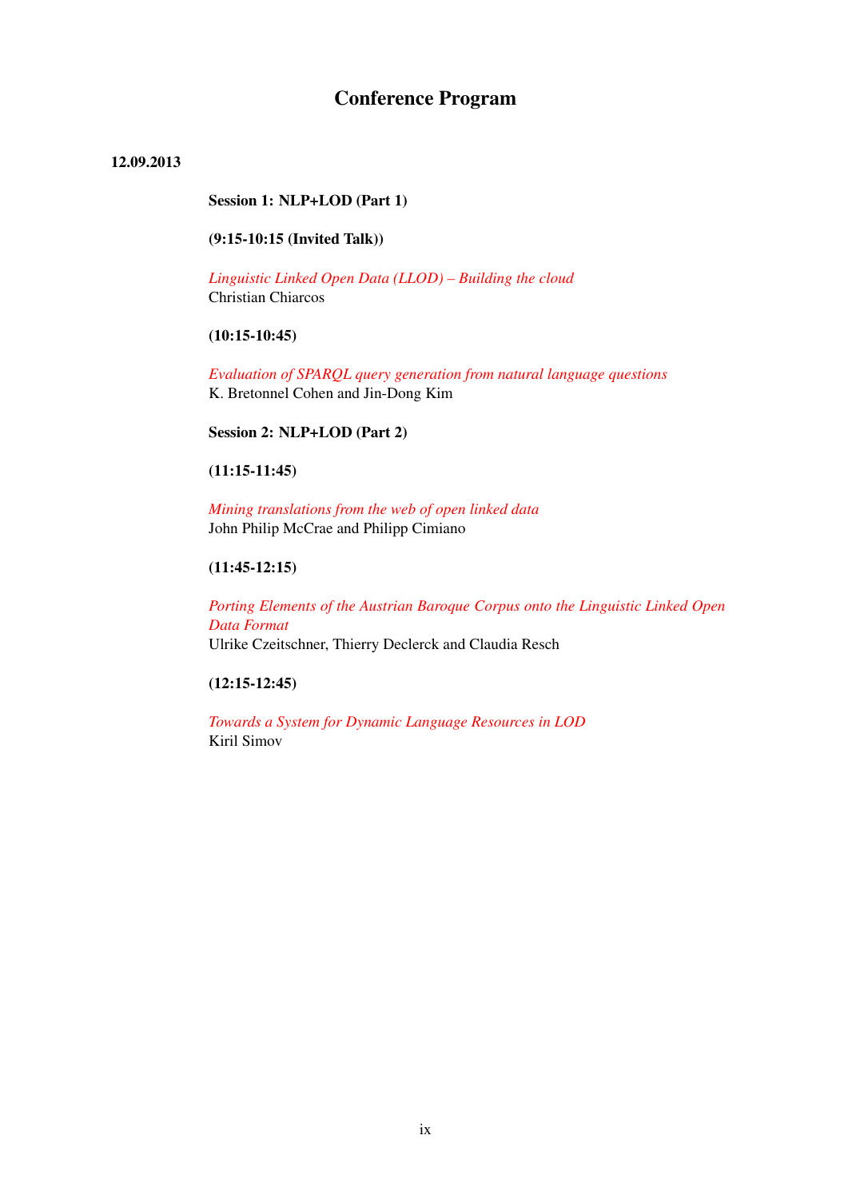# Conference Program

**12.09.2013**

**Session 1: NLP+LOD (Part 1)**

**(9:15-10:15 (Invited Talk))**

*Linguistic Linked Open Data (LLOD) – Building the cloud*
Christian Chiarcos

**(10:15-10:45)**

*Evaluation of SPARQL query generation from natural language questions*
K. Bretonnel Cohen and Jin-Dong Kim

**Session 2: NLP+LOD (Part 2)**

**(11:15-11:45)**

*Mining translations from the web of open linked data*
John Philip McCrae and Philipp Cimiano

**(11:45-12:15)**

*Porting Elements of the Austrian Baroque Corpus onto the Linguistic Linked Open Data Format*
Ulrike Czeitschner, Thierry Declerck and Claudia Resch

**(12:15-12:45)**

*Towards a System for Dynamic Language Resources in LOD*
Kiril Simov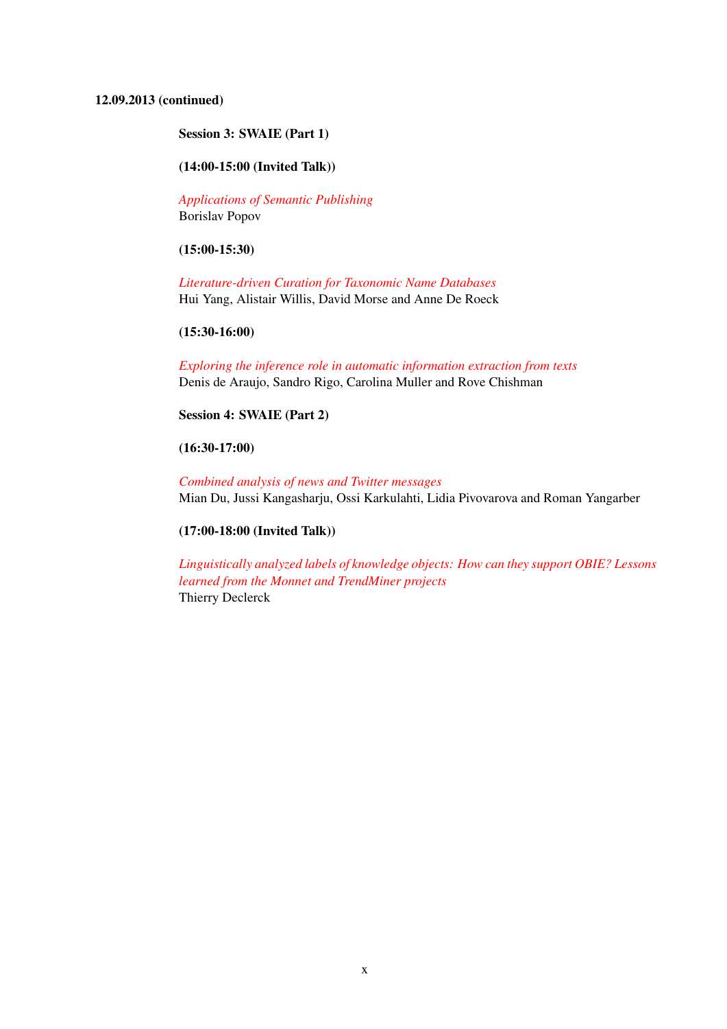**12.09.2013 (continued)**

**Session 3: SWAIE (Part 1)**

**(14:00-15:00 (Invited Talk))**

*Applications of Semantic Publishing*
Borislav Popov

**(15:00-15:30)**

*Literature-driven Curation for Taxonomic Name Databases*
Hui Yang, Alistair Willis, David Morse and Anne De Roeck

**(15:30-16:00)**

*Exploring the inference role in automatic information extraction from texts*
Denis de Araujo, Sandro Rigo, Carolina Muller and Rove Chishman

**Session 4: SWAIE (Part 2)**

**(16:30-17:00)**

*Combined analysis of news and Twitter messages*
Mian Du, Jussi Kangasharju, Ossi Karkulahti, Lidia Pivovarova and Roman Yangarber

**(17:00-18:00 (Invited Talk))**

*Linguistically analyzed labels of knowledge objects: How can they support OBIE? Lessons learned from the Monnet and TrendMiner projects*
Thierry Declerck